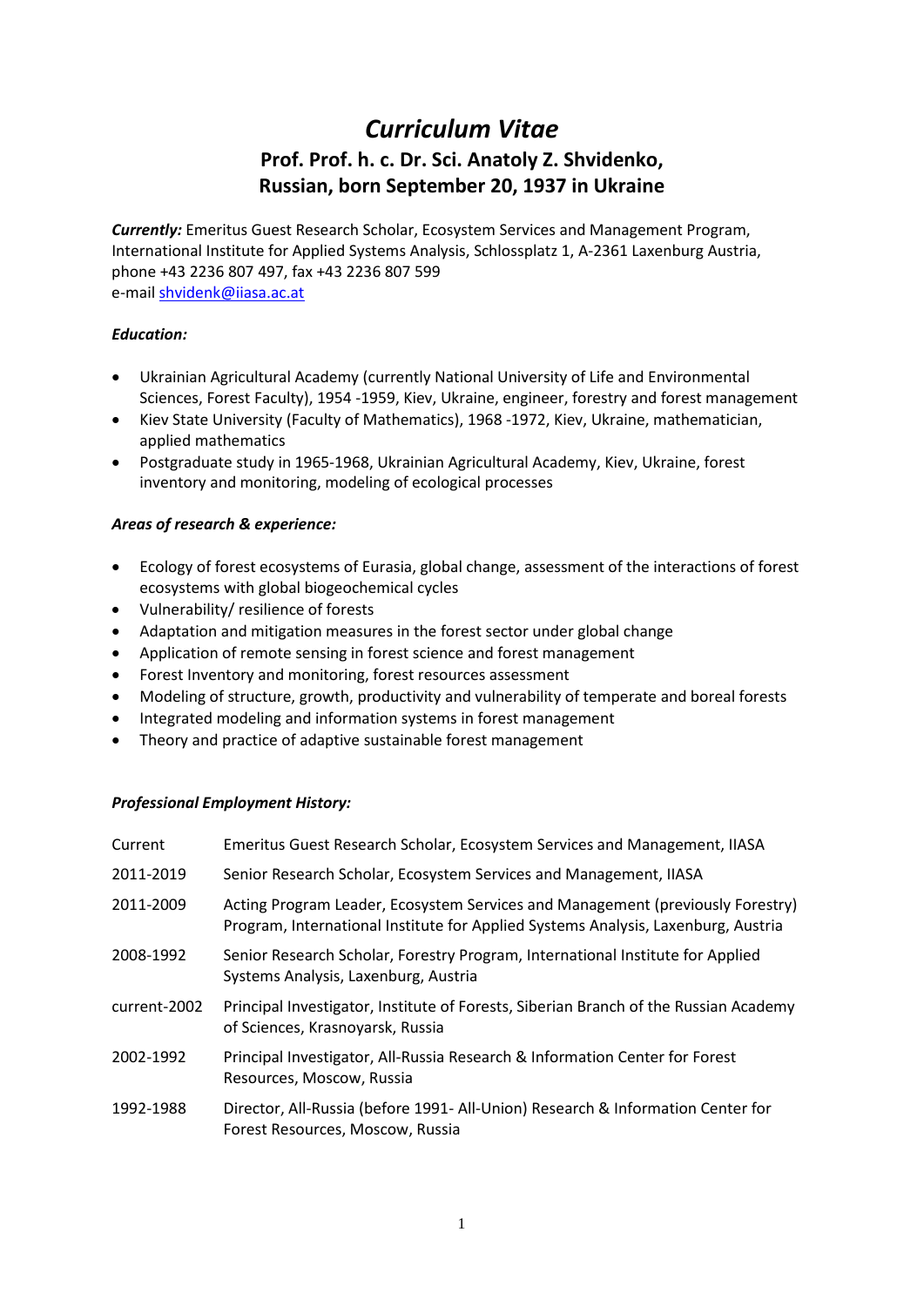# *Curriculum Vitae*

## Prof. Prof. h. c. Dr. Sci. Anatoly Z. Shvidenko, Russian, born September 20, 1937 in Ukraine

***Currently:*** Emeritus Guest Research Scholar, Ecosystem Services and Management Program, International Institute for Applied Systems Analysis, Schlossplatz 1, A-2361 Laxenburg Austria, phone +43 2236 807 497, fax +43 2236 807 599
e-mail shvidenk@iiasa.ac.at

***Education:***

- Ukrainian Agricultural Academy (currently National University of Life and Environmental Sciences, Forest Faculty), 1954 -1959, Kiev, Ukraine, engineer, forestry and forest management
- Kiev State University (Faculty of Mathematics), 1968 -1972, Kiev, Ukraine, mathematician, applied mathematics
- Postgraduate study in 1965-1968, Ukrainian Agricultural Academy, Kiev, Ukraine, forest inventory and monitoring, modeling of ecological processes

***Areas of research & experience:***

- Ecology of forest ecosystems of Eurasia, global change, assessment of the interactions of forest ecosystems with global biogeochemical cycles
- Vulnerability/ resilience of forests
- Adaptation and mitigation measures in the forest sector under global change
- Application of remote sensing in forest science and forest management
- Forest Inventory and monitoring, forest resources assessment
- Modeling of structure, growth, productivity and vulnerability of temperate and boreal forests
- Integrated modeling and information systems in forest management
- Theory and practice of adaptive sustainable forest management

***Professional Employment History:***

| | |
|---|---|
| Current | Emeritus Guest Research Scholar, Ecosystem Services and Management, IIASA |
| 2011-2019 | Senior Research Scholar, Ecosystem Services and Management, IIASA |
| 2011-2009 | Acting Program Leader, Ecosystem Services and Management (previously Forestry) Program, International Institute for Applied Systems Analysis, Laxenburg, Austria |
| 2008-1992 | Senior Research Scholar, Forestry Program, International Institute for Applied Systems Analysis, Laxenburg, Austria |
| current-2002 | Principal Investigator, Institute of Forests, Siberian Branch of the Russian Academy of Sciences, Krasnoyarsk, Russia |
| 2002-1992 | Principal Investigator, All-Russia Research & Information Center for Forest Resources, Moscow, Russia |
| 1992-1988 | Director, All-Russia (before 1991- All-Union) Research & Information Center for Forest Resources, Moscow, Russia |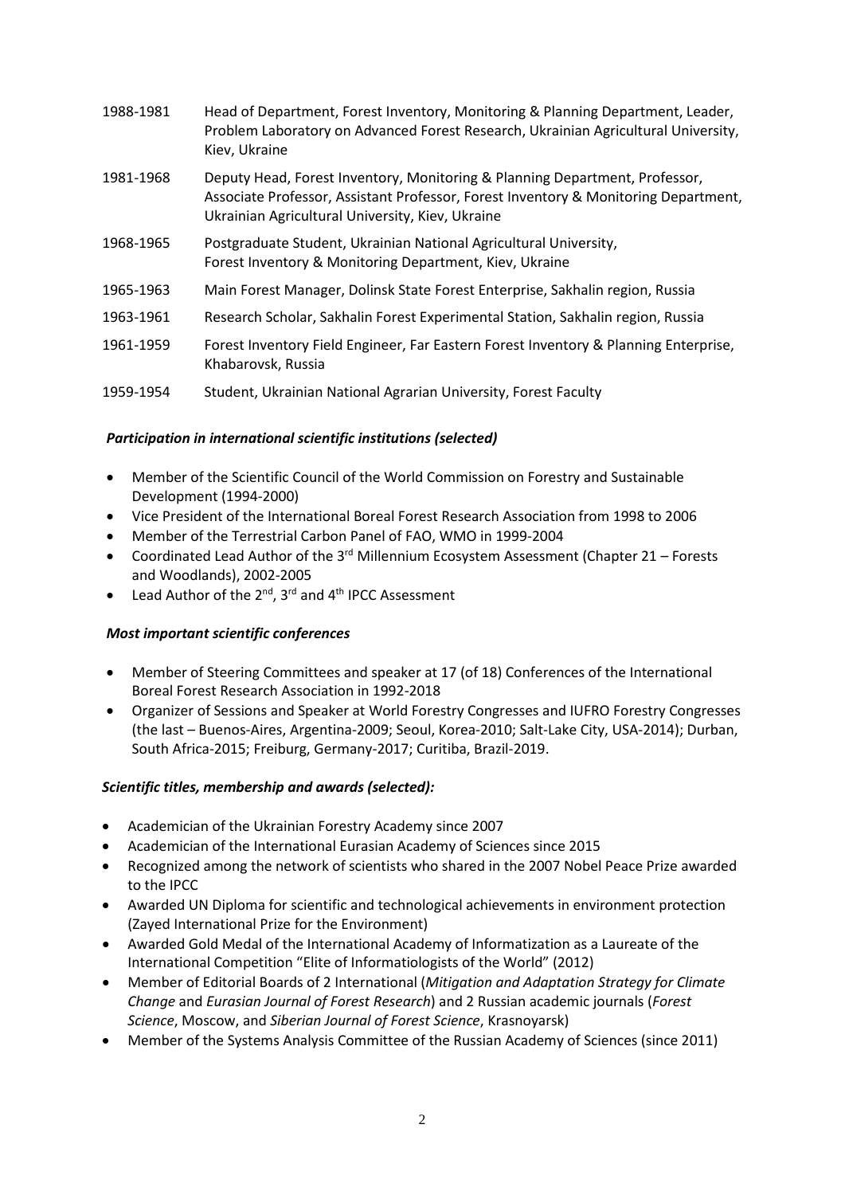| | |
|---|---|
| 1988-1981 | Head of Department, Forest Inventory, Monitoring & Planning Department, Leader, Problem Laboratory on Advanced Forest Research, Ukrainian Agricultural University, Kiev, Ukraine |
| 1981-1968 | Deputy Head, Forest Inventory, Monitoring & Planning Department, Professor, Associate Professor, Assistant Professor, Forest Inventory & Monitoring Department, Ukrainian Agricultural University, Kiev, Ukraine |
| 1968-1965 | Postgraduate Student, Ukrainian National Agricultural University, Forest Inventory & Monitoring Department, Kiev, Ukraine |
| 1965-1963 | Main Forest Manager, Dolinsk State Forest Enterprise, Sakhalin region, Russia |
| 1963-1961 | Research Scholar, Sakhalin Forest Experimental Station, Sakhalin region, Russia |
| 1961-1959 | Forest Inventory Field Engineer, Far Eastern Forest Inventory & Planning Enterprise, Khabarovsk, Russia |
| 1959-1954 | Student, Ukrainian National Agrarian University, Forest Faculty |

### *Participation in international scientific institutions (selected)*

- Member of the Scientific Council of the World Commission on Forestry and Sustainable Development (1994-2000)
- Vice President of the International Boreal Forest Research Association from 1998 to 2006
- Member of the Terrestrial Carbon Panel of FAO, WMO in 1999-2004
- Coordinated Lead Author of the 3rd Millennium Ecosystem Assessment (Chapter 21 – Forests and Woodlands), 2002-2005
- Lead Author of the 2nd, 3rd and 4th IPCC Assessment

### *Most important scientific conferences*

- Member of Steering Committees and speaker at 17 (of 18) Conferences of the International Boreal Forest Research Association in 1992-2018
- Organizer of Sessions and Speaker at World Forestry Congresses and IUFRO Forestry Congresses (the last – Buenos-Aires, Argentina-2009; Seoul, Korea-2010; Salt-Lake City, USA-2014); Durban, South Africa-2015; Freiburg, Germany-2017; Curitiba, Brazil-2019.

### *Scientific titles, membership and awards (selected):*

- Academician of the Ukrainian Forestry Academy since 2007
- Academician of the International Eurasian Academy of Sciences since 2015
- Recognized among the network of scientists who shared in the 2007 Nobel Peace Prize awarded to the IPCC
- Awarded UN Diploma for scientific and technological achievements in environment protection (Zayed International Prize for the Environment)
- Awarded Gold Medal of the International Academy of Informatization as a Laureate of the International Competition "Elite of Informatiologists of the World" (2012)
- Member of Editorial Boards of 2 International (*Mitigation and Adaptation Strategy for Climate Change* and *Eurasian Journal of Forest Research*) and 2 Russian academic journals (*Forest Science*, Moscow, and *Siberian Journal of Forest Science*, Krasnoyarsk)
- Member of the Systems Analysis Committee of the Russian Academy of Sciences (since 2011)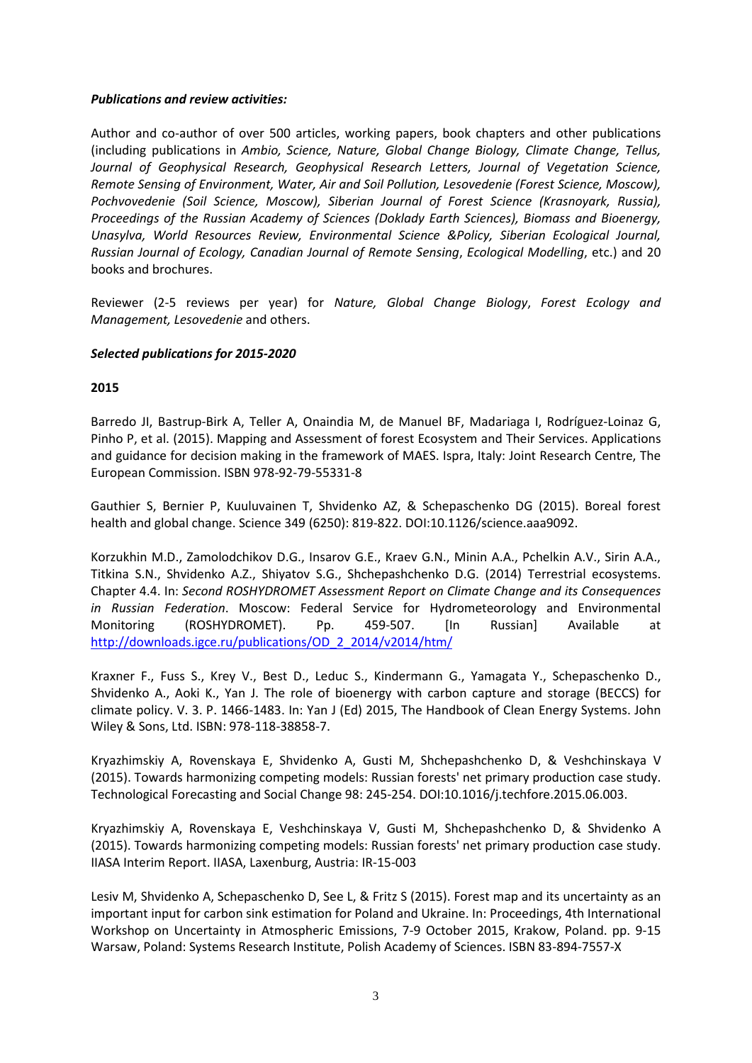***Publications and review activities:***

Author and co-author of over 500 articles, working papers, book chapters and other publications (including publications in *Ambio, Science, Nature, Global Change Biology, Climate Change, Tellus, Journal of Geophysical Research, Geophysical Research Letters, Journal of Vegetation Science, Remote Sensing of Environment, Water, Air and Soil Pollution, Lesovedenie (Forest Science, Moscow), Pochvovedenie (Soil Science, Moscow), Siberian Journal of Forest Science (Krasnoyark, Russia), Proceedings of the Russian Academy of Sciences (Doklady Earth Sciences), Biomass and Bioenergy, Unasylva, World Resources Review, Environmental Science &Policy, Siberian Ecological Journal, Russian Journal of Ecology, Canadian Journal of Remote Sensing*, *Ecological Modelling*, etc.) and 20 books and brochures.

Reviewer (2-5 reviews per year) for *Nature, Global Change Biology*, *Forest Ecology and Management, Lesovedenie* and others.

***Selected publications for 2015-2020***

**2015**

Barredo JI, Bastrup-Birk A, Teller A, Onaindia M, de Manuel BF, Madariaga I, Rodríguez-Loinaz G, Pinho P, et al. (2015). Mapping and Assessment of forest Ecosystem and Their Services. Applications and guidance for decision making in the framework of MAES. Ispra, Italy: Joint Research Centre, The European Commission. ISBN 978-92-79-55331-8

Gauthier S, Bernier P, Kuuluvainen T, Shvidenko AZ, & Schepaschenko DG (2015). Boreal forest health and global change. Science 349 (6250): 819-822. DOI:10.1126/science.aaa9092.

Korzukhin M.D., Zamolodchikov D.G., Insarov G.E., Kraev G.N., Minin A.A., Pchelkin A.V., Sirin A.A., Titkina S.N., Shvidenko A.Z., Shiyatov S.G., Shchepashchenko D.G. (2014) Terrestrial ecosystems. Chapter 4.4. In: *Second ROSHYDROMET Assessment Report on Climate Change and its Consequences in Russian Federation*. Moscow: Federal Service for Hydrometeorology and Environmental Monitoring (ROSHYDROMET). Pp. 459-507. [In Russian] Available at http://downloads.igce.ru/publications/OD_2_2014/v2014/htm/

Kraxner F., Fuss S., Krey V., Best D., Leduc S., Kindermann G., Yamagata Y., Schepaschenko D., Shvidenko A., Aoki K., Yan J. The role of bioenergy with carbon capture and storage (BECCS) for climate policy. V. 3. P. 1466-1483. In: Yan J (Ed) 2015, The Handbook of Clean Energy Systems. John Wiley & Sons, Ltd. ISBN: 978-118-38858-7.

Kryazhimskiy A, Rovenskaya E, Shvidenko A, Gusti M, Shchepashchenko D, & Veshchinskaya V (2015). Towards harmonizing competing models: Russian forests' net primary production case study. Technological Forecasting and Social Change 98: 245-254. DOI:10.1016/j.techfore.2015.06.003.

Kryazhimskiy A, Rovenskaya E, Veshchinskaya V, Gusti M, Shchepashchenko D, & Shvidenko A (2015). Towards harmonizing competing models: Russian forests' net primary production case study. IIASA Interim Report. IIASA, Laxenburg, Austria: IR-15-003

Lesiv M, Shvidenko A, Schepaschenko D, See L, & Fritz S (2015). Forest map and its uncertainty as an important input for carbon sink estimation for Poland and Ukraine. In: Proceedings, 4th International Workshop on Uncertainty in Atmospheric Emissions, 7-9 October 2015, Krakow, Poland. pp. 9-15 Warsaw, Poland: Systems Research Institute, Polish Academy of Sciences. ISBN 83-894-7557-X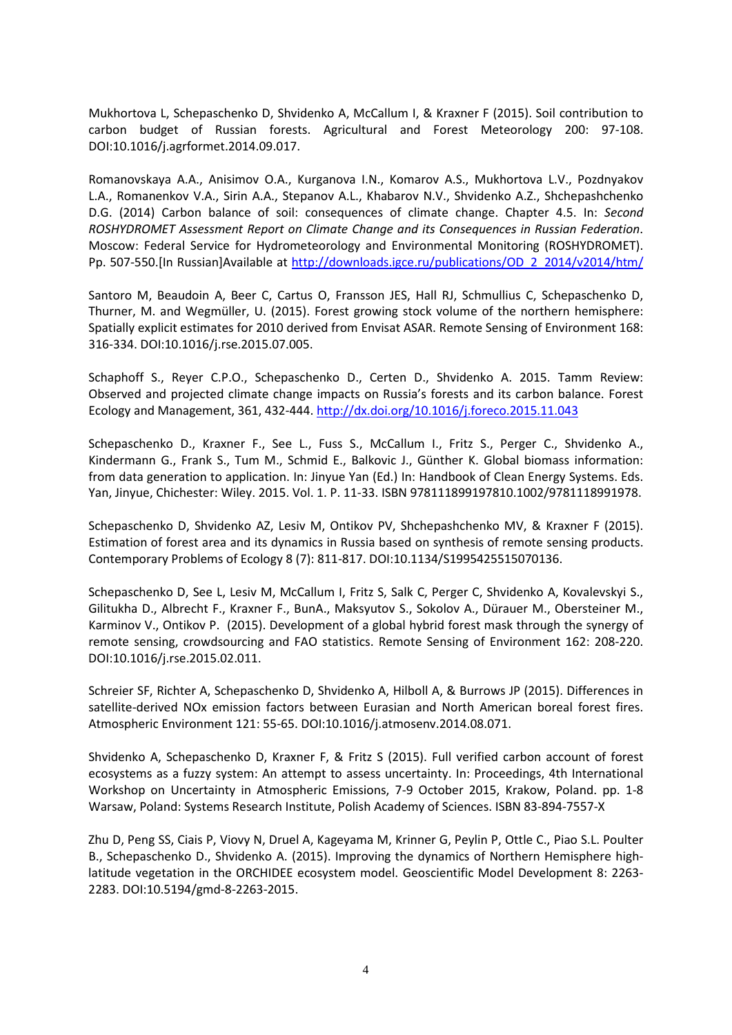Mukhortova L, Schepaschenko D, Shvidenko A, McCallum I, & Kraxner F (2015). Soil contribution to carbon budget of Russian forests. Agricultural and Forest Meteorology 200: 97-108. DOI:10.1016/j.agrformet.2014.09.017.

Romanovskaya A.A., Anisimov O.A., Kurganova I.N., Komarov A.S., Mukhortova L.V., Pozdnyakov L.A., Romanenkov V.A., Sirin A.A., Stepanov A.L., Khabarov N.V., Shvidenko A.Z., Shchepashchenko D.G. (2014) Carbon balance of soil: consequences of climate change. Chapter 4.5. In: *Second ROSHYDROMET Assessment Report on Climate Change and its Consequences in Russian Federation*. Moscow: Federal Service for Hydrometeorology and Environmental Monitoring (ROSHYDROMET). Pp. 507-550.[In Russian]Available at http://downloads.igce.ru/publications/OD_2_2014/v2014/htm/

Santoro M, Beaudoin A, Beer C, Cartus O, Fransson JES, Hall RJ, Schmullius C, Schepaschenko D, Thurner, M. and Wegmüller, U. (2015). Forest growing stock volume of the northern hemisphere: Spatially explicit estimates for 2010 derived from Envisat ASAR. Remote Sensing of Environment 168: 316-334. DOI:10.1016/j.rse.2015.07.005.

Schaphoff S., Reyer C.P.O., Schepaschenko D., Certen D., Shvidenko A. 2015. Tamm Review: Observed and projected climate change impacts on Russia's forests and its carbon balance. Forest Ecology and Management, 361, 432-444. http://dx.doi.org/10.1016/j.foreco.2015.11.043

Schepaschenko D., Kraxner F., See L., Fuss S., McCallum I., Fritz S., Perger C., Shvidenko A., Kindermann G., Frank S., Tum M., Schmid E., Balkovic J., Günther K. Global biomass information: from data generation to application. In: Jinyue Yan (Ed.) In: Handbook of Clean Energy Systems. Eds. Yan, Jinyue, Chichester: Wiley. 2015. Vol. 1. P. 11-33. ISBN 978111899197810.1002/9781118991978.

Schepaschenko D, Shvidenko AZ, Lesiv M, Ontikov PV, Shchepashchenko MV, & Kraxner F (2015). Estimation of forest area and its dynamics in Russia based on synthesis of remote sensing products. Contemporary Problems of Ecology 8 (7): 811-817. DOI:10.1134/S1995425515070136.

Schepaschenko D, See L, Lesiv M, McCallum I, Fritz S, Salk C, Perger C, Shvidenko A, Kovalevskyi S., Gilitukha D., Albrecht F., Kraxner F., BunA., Maksyutov S., Sokolov A., Dürauer M., Obersteiner M., Karminov V., Ontikov P. (2015). Development of a global hybrid forest mask through the synergy of remote sensing, crowdsourcing and FAO statistics. Remote Sensing of Environment 162: 208-220. DOI:10.1016/j.rse.2015.02.011.

Schreier SF, Richter A, Schepaschenko D, Shvidenko A, Hilboll A, & Burrows JP (2015). Differences in satellite-derived NOx emission factors between Eurasian and North American boreal forest fires. Atmospheric Environment 121: 55-65. DOI:10.1016/j.atmosenv.2014.08.071.

Shvidenko A, Schepaschenko D, Kraxner F, & Fritz S (2015). Full verified carbon account of forest ecosystems as a fuzzy system: An attempt to assess uncertainty. In: Proceedings, 4th International Workshop on Uncertainty in Atmospheric Emissions, 7-9 October 2015, Krakow, Poland. pp. 1-8 Warsaw, Poland: Systems Research Institute, Polish Academy of Sciences. ISBN 83-894-7557-X

Zhu D, Peng SS, Ciais P, Viovy N, Druel A, Kageyama M, Krinner G, Peylin P, Ottle C., Piao S.L. Poulter B., Schepaschenko D., Shvidenko A. (2015). Improving the dynamics of Northern Hemisphere high-latitude vegetation in the ORCHIDEE ecosystem model. Geoscientific Model Development 8: 2263-2283. DOI:10.5194/gmd-8-2263-2015.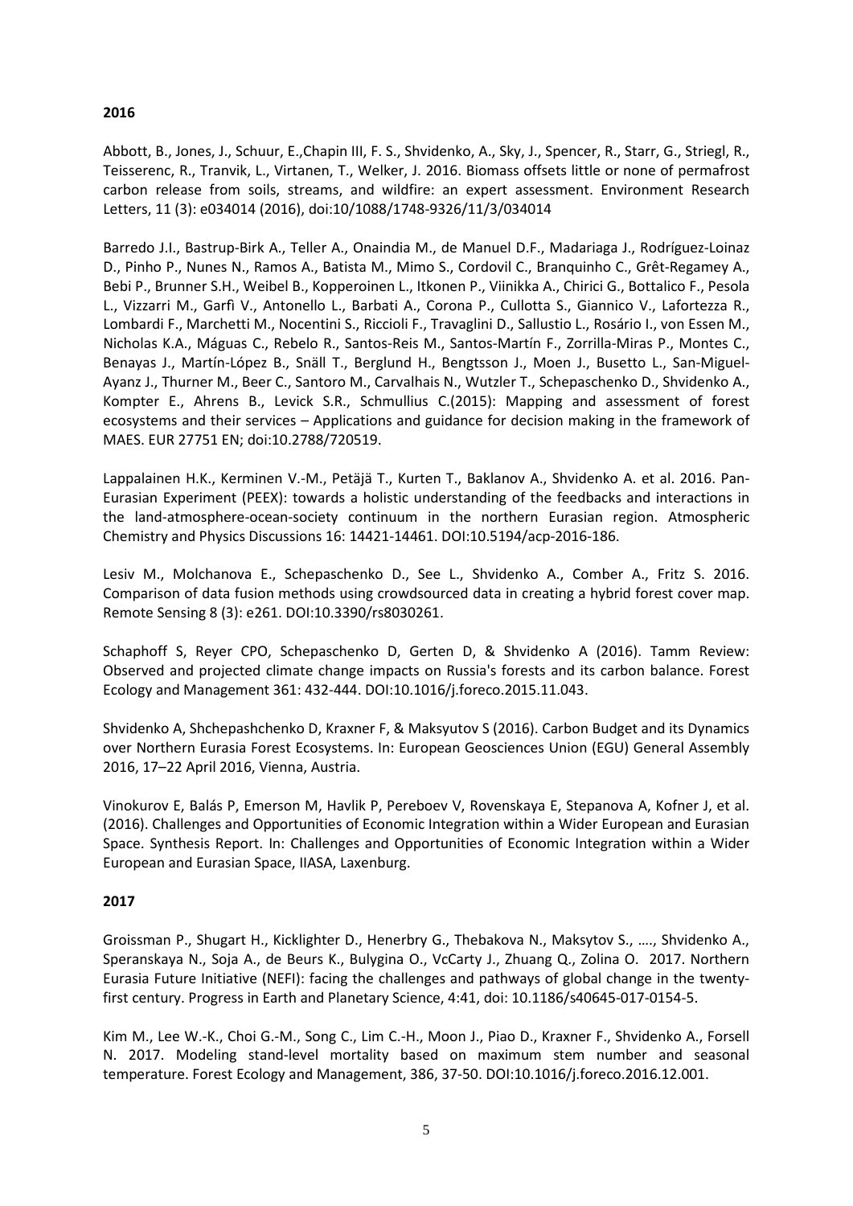**2016**

Abbott, B., Jones, J., Schuur, E.,Chapin III, F. S., Shvidenko, A., Sky, J., Spencer, R., Starr, G., Striegl, R., Teisserenc, R., Tranvik, L., Virtanen, T., Welker, J. 2016. Biomass offsets little or none of permafrost carbon release from soils, streams, and wildfire: an expert assessment. Environment Research Letters, 11 (3): e034014 (2016), doi:10/1088/1748-9326/11/3/034014

Barredo J.I., Bastrup-Birk A., Teller A., Onaindia M., de Manuel D.F., Madariaga J., Rodríguez-Loinaz D., Pinho P., Nunes N., Ramos A., Batista M., Mimo S., Cordovil C., Branquinho C., Grêt-Regamey A., Bebi P., Brunner S.H., Weibel B., Kopperoinen L., Itkonen P., Viinikka A., Chirici G., Bottalico F., Pesola L., Vizzarri M., Garfì V., Antonello L., Barbati A., Corona P., Cullotta S., Giannico V., Lafortezza R., Lombardi F., Marchetti M., Nocentini S., Riccioli F., Travaglini D., Sallustio L., Rosário I., von Essen M., Nicholas K.A., Máguas C., Rebelo R., Santos-Reis M., Santos-Martín F., Zorrilla-Miras P., Montes C., Benayas J., Martín-López B., Snäll T., Berglund H., Bengtsson J., Moen J., Busetto L., San-Miguel-Ayanz J., Thurner M., Beer C., Santoro M., Carvalhais N., Wutzler T., Schepaschenko D., Shvidenko A., Kompter E., Ahrens B., Levick S.R., Schmullius C.(2015): Mapping and assessment of forest ecosystems and their services – Applications and guidance for decision making in the framework of MAES. EUR 27751 EN; doi:10.2788/720519.

Lappalainen H.K., Kerminen V.-M., Petäjä T., Kurten T., Baklanov A., Shvidenko A. et al. 2016. Pan-Eurasian Experiment (PEEX): towards a holistic understanding of the feedbacks and interactions in the land-atmosphere-ocean-society continuum in the northern Eurasian region. Atmospheric Chemistry and Physics Discussions 16: 14421-14461. DOI:10.5194/acp-2016-186.

Lesiv M., Molchanova E., Schepaschenko D., See L., Shvidenko A., Comber A., Fritz S. 2016. Comparison of data fusion methods using crowdsourced data in creating a hybrid forest cover map. Remote Sensing 8 (3): e261. DOI:10.3390/rs8030261.

Schaphoff S, Reyer CPO, Schepaschenko D, Gerten D, & Shvidenko A (2016). Tamm Review: Observed and projected climate change impacts on Russia's forests and its carbon balance. Forest Ecology and Management 361: 432-444. DOI:10.1016/j.foreco.2015.11.043.

Shvidenko A, Shchepashchenko D, Kraxner F, & Maksyutov S (2016). Carbon Budget and its Dynamics over Northern Eurasia Forest Ecosystems. In: European Geosciences Union (EGU) General Assembly 2016, 17–22 April 2016, Vienna, Austria.

Vinokurov E, Balás P, Emerson M, Havlik P, Pereboev V, Rovenskaya E, Stepanova A, Kofner J, et al. (2016). Challenges and Opportunities of Economic Integration within a Wider European and Eurasian Space. Synthesis Report. In: Challenges and Opportunities of Economic Integration within a Wider European and Eurasian Space, IIASA, Laxenburg.

**2017**

Groissman P., Shugart H., Kicklighter D., Henerbry G., Thebakova N., Maksytov S., …., Shvidenko A., Speranskaya N., Soja A., de Beurs K., Bulygina O., VcCarty J., Zhuang Q., Zolina O. 2017. Northern Eurasia Future Initiative (NEFI): facing the challenges and pathways of global change in the twenty-first century. Progress in Earth and Planetary Science, 4:41, doi: 10.1186/s40645-017-0154-5.

Kim M., Lee W.-K., Choi G.-M., Song C., Lim C.-H., Moon J., Piao D., Kraxner F., Shvidenko A., Forsell N. 2017. Modeling stand-level mortality based on maximum stem number and seasonal temperature. Forest Ecology and Management, 386, 37-50. DOI:10.1016/j.foreco.2016.12.001.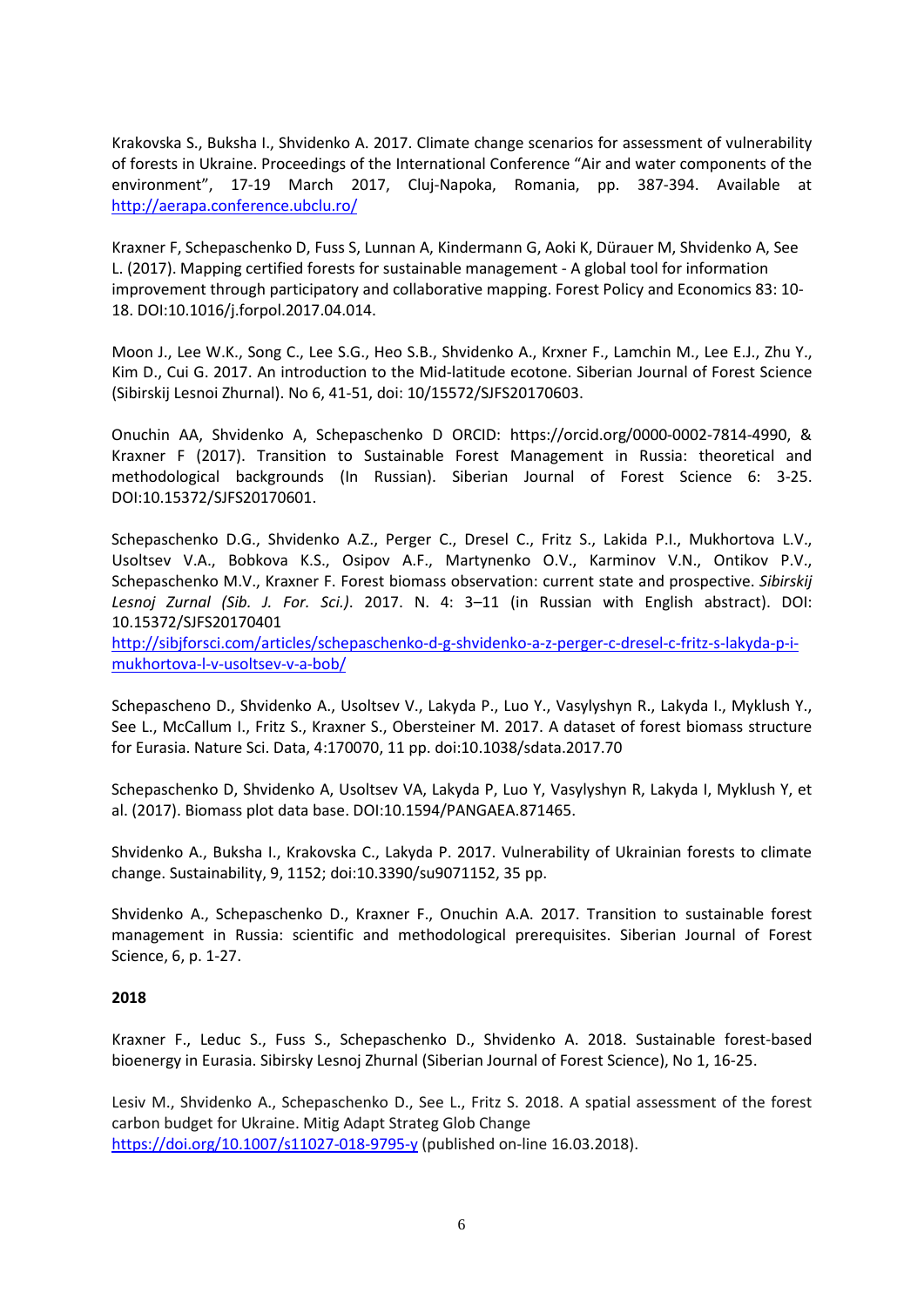Krakovska S., Buksha I., Shvidenko A. 2017. Climate change scenarios for assessment of vulnerability of forests in Ukraine. Proceedings of the International Conference "Air and water components of the environment", 17-19 March 2017, Cluj-Napoka, Romania, pp. 387-394. Available at http://aerapa.conference.ubclu.ro/

Kraxner F, Schepaschenko D, Fuss S, Lunnan A, Kindermann G, Aoki K, Dürauer M, Shvidenko A, See L. (2017). Mapping certified forests for sustainable management - A global tool for information improvement through participatory and collaborative mapping. Forest Policy and Economics 83: 10-18. DOI:10.1016/j.forpol.2017.04.014.

Moon J., Lee W.K., Song C., Lee S.G., Heo S.B., Shvidenko A., Krxner F., Lamchin M., Lee E.J., Zhu Y., Kim D., Cui G. 2017. An introduction to the Mid-latitude ecotone. Siberian Journal of Forest Science (Sibirskij Lesnoi Zhurnal). No 6, 41-51, doi: 10/15572/SJFS20170603.

Onuchin AA, Shvidenko A, Schepaschenko D ORCID: https://orcid.org/0000-0002-7814-4990, & Kraxner F (2017). Transition to Sustainable Forest Management in Russia: theoretical and methodological backgrounds (In Russian). Siberian Journal of Forest Science 6: 3-25. DOI:10.15372/SJFS20170601.

Schepaschenko D.G., Shvidenko A.Z., Perger C., Dresel C., Fritz S., Lakida P.I., Mukhortova L.V., Usoltsev V.A., Bobkova K.S., Osipov A.F., Martynenko O.V., Karminov V.N., Ontikov P.V., Schepaschenko M.V., Kraxner F. Forest biomass observation: current state and prospective. *Sibirskij Lesnoj Zurnal (Sib. J. For. Sci.)*. 2017. N. 4: 3–11 (in Russian with English abstract). DOI: 10.15372/SJFS20170401
http://sibjforsci.com/articles/schepaschenko-d-g-shvidenko-a-z-perger-c-dresel-c-fritz-s-lakyda-p-i-mukhortova-l-v-usoltsev-v-a-bob/

Schepascheno D., Shvidenko A., Usoltsev V., Lakyda P., Luo Y., Vasylyshyn R., Lakyda I., Myklush Y., See L., McCallum I., Fritz S., Kraxner S., Obersteiner M. 2017. A dataset of forest biomass structure for Eurasia. Nature Sci. Data, 4:170070, 11 pp. doi:10.1038/sdata.2017.70

Schepaschenko D, Shvidenko A, Usoltsev VA, Lakyda P, Luo Y, Vasylyshyn R, Lakyda I, Myklush Y, et al. (2017). Biomass plot data base. DOI:10.1594/PANGAEA.871465.

Shvidenko A., Buksha I., Krakovska C., Lakyda P. 2017. Vulnerability of Ukrainian forests to climate change. Sustainability, 9, 1152; doi:10.3390/su9071152, 35 pp.

Shvidenko A., Schepaschenko D., Kraxner F., Onuchin A.A. 2017. Transition to sustainable forest management in Russia: scientific and methodological prerequisites. Siberian Journal of Forest Science, 6, p. 1-27.

**2018**

Kraxner F., Leduc S., Fuss S., Schepaschenko D., Shvidenko A. 2018. Sustainable forest-based bioenergy in Eurasia. Sibirsky Lesnoj Zhurnal (Siberian Journal of Forest Science), No 1, 16-25.

Lesiv M., Shvidenko A., Schepaschenko D., See L., Fritz S. 2018. A spatial assessment of the forest carbon budget for Ukraine. Mitig Adapt Strateg Glob Change
https://doi.org/10.1007/s11027-018-9795-y (published on-line 16.03.2018).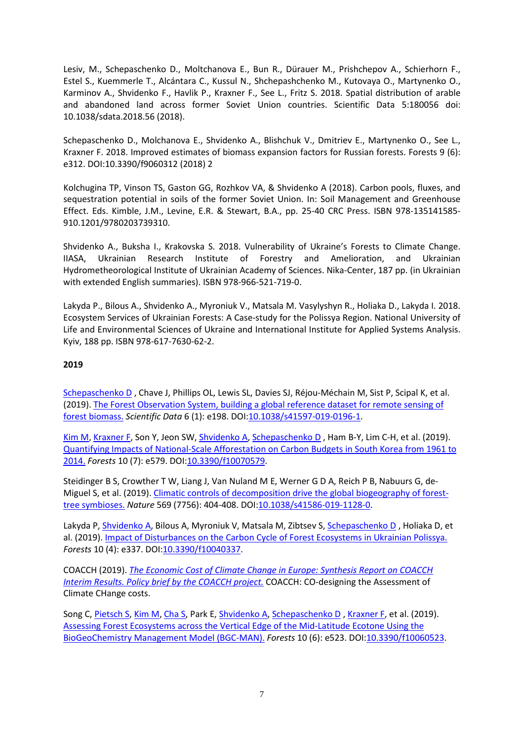Lesiv, M., Schepaschenko D., Moltchanova E., Bun R., Dürauer M., Prishchepov A., Schierhorn F., Estel S., Kuemmerle T., Alcántara C., Kussul N., Shchepashchenko M., Kutovaya O., Martynenko O., Karminov A., Shvidenko F., Havlik P., Kraxner F., See L., Fritz S. 2018. Spatial distribution of arable and abandoned land across former Soviet Union countries. Scientific Data 5:180056 doi: 10.1038/sdata.2018.56 (2018).

Schepaschenko D., Molchanova E., Shvidenko A., Blishchuk V., Dmitriev E., Martynenko O., See L., Kraxner F. 2018. Improved estimates of biomass expansion factors for Russian forests. Forests 9 (6): e312. DOI:10.3390/f9060312 (2018) 2

Kolchugina TP, Vinson TS, Gaston GG, Rozhkov VA, & Shvidenko A (2018). Carbon pools, fluxes, and sequestration potential in soils of the former Soviet Union. In: Soil Management and Greenhouse Effect. Eds. Kimble, J.M., Levine, E.R. & Stewart, B.A., pp. 25-40 CRC Press. ISBN 978-135141585-910.1201/9780203739310.

Shvidenko A., Buksha I., Krakovska S. 2018. Vulnerability of Ukraine's Forests to Climate Change. IIASA, Ukrainian Research Institute of Forestry and Amelioration, and Ukrainian Hydrometheorological Institute of Ukrainian Academy of Sciences. Nika-Center, 187 pp. (in Ukrainian with extended English summaries). ISBN 978-966-521-719-0.

Lakyda P., Bilous A., Shvidenko A., Myroniuk V., Matsala M. Vasylyshyn R., Holiaka D., Lakyda I. 2018. Ecosystem Services of Ukrainian Forests: A Case-study for the Polissya Region. National University of Life and Environmental Sciences of Ukraine and International Institute for Applied Systems Analysis. Kyiv, 188 pp. ISBN 978-617-7630-62-2.

**2019**

Schepaschenko D , Chave J, Phillips OL, Lewis SL, Davies SJ, Réjou-Méchain M, Sist P, Scipal K, et al. (2019). The Forest Observation System, building a global reference dataset for remote sensing of forest biomass. *Scientific Data* 6 (1): e198. DOI:10.1038/s41597-019-0196-1.

Kim M, Kraxner F, Son Y, Jeon SW, Shvidenko A, Schepaschenko D , Ham B-Y, Lim C-H, et al. (2019). Quantifying Impacts of National-Scale Afforestation on Carbon Budgets in South Korea from 1961 to 2014. *Forests* 10 (7): e579. DOI:10.3390/f10070579.

Steidinger B S, Crowther T W, Liang J, Van Nuland M E, Werner G D A, Reich P B, Nabuurs G, de-Miguel S, et al. (2019). Climatic controls of decomposition drive the global biogeography of forest-tree symbioses. *Nature* 569 (7756): 404-408. DOI:10.1038/s41586-019-1128-0.

Lakyda P, Shvidenko A, Bilous A, Myroniuk V, Matsala M, Zibtsev S, Schepaschenko D , Holiaka D, et al. (2019). Impact of Disturbances on the Carbon Cycle of Forest Ecosystems in Ukrainian Polissya. *Forests* 10 (4): e337. DOI:10.3390/f10040337.

COACCH (2019). *The Economic Cost of Climate Change in Europe: Synthesis Report on COACCH Interim Results. Policy brief by the COACCH project.* COACCH: CO-designing the Assessment of Climate CHange costs.

Song C, Pietsch S, Kim M, Cha S, Park E, Shvidenko A, Schepaschenko D , Kraxner F, et al. (2019). Assessing Forest Ecosystems across the Vertical Edge of the Mid-Latitude Ecotone Using the BioGeoChemistry Management Model (BGC-MAN). *Forests* 10 (6): e523. DOI:10.3390/f10060523.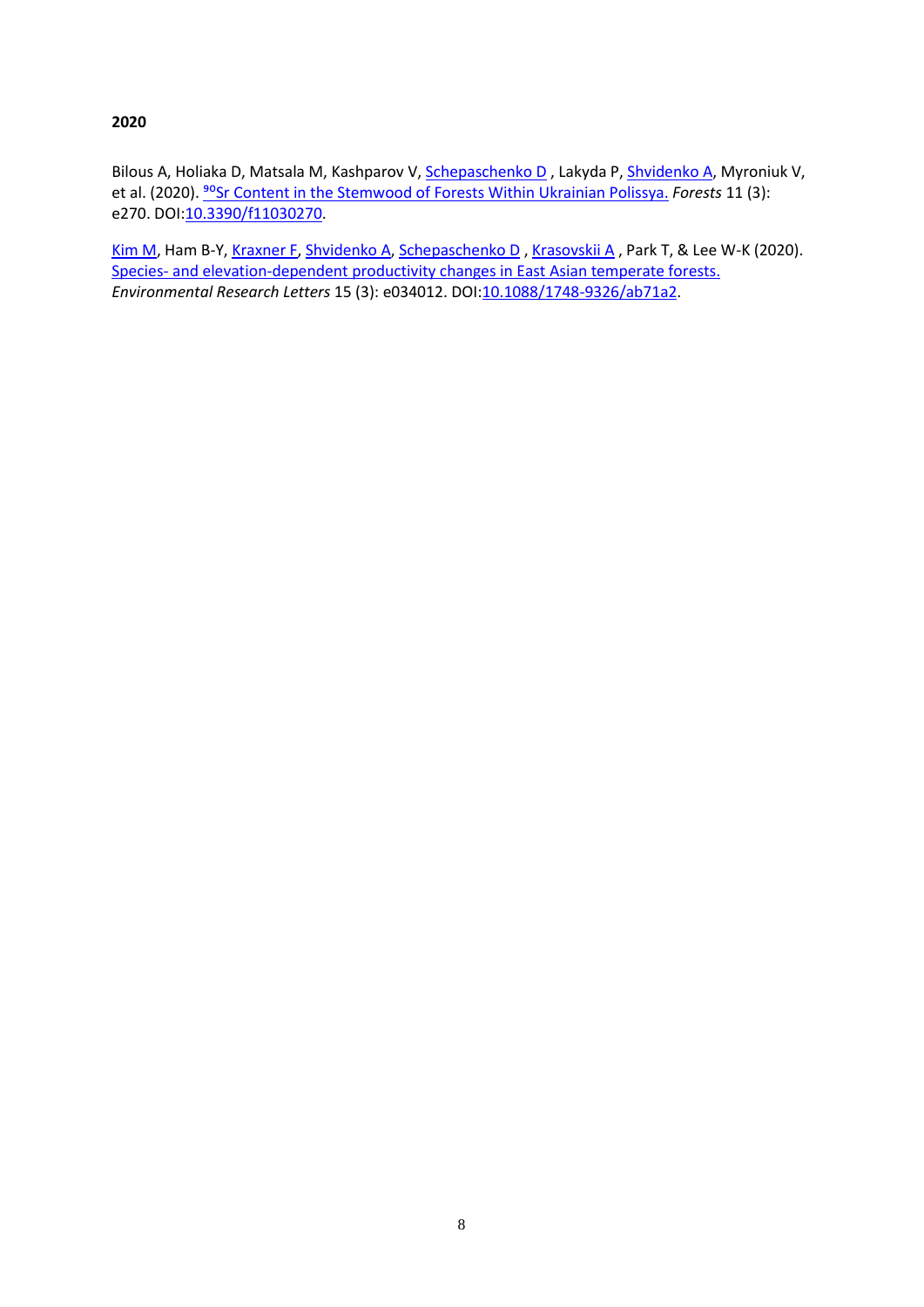**2020**

Bilous A, Holiaka D, Matsala M, Kashparov V, Schepaschenko D , Lakyda P, Shvidenko A, Myroniuk V, et al. (2020). $^{90}$Sr Content in the Stemwood of Forests Within Ukrainian Polissya. *Forests* 11 (3): e270. DOI:10.3390/f11030270.

Kim M, Ham B-Y, Kraxner F, Shvidenko A, Schepaschenko D , Krasovskii A , Park T, & Lee W-K (2020). Species- and elevation-dependent productivity changes in East Asian temperate forests. *Environmental Research Letters* 15 (3): e034012. DOI:10.1088/1748-9326/ab71a2.